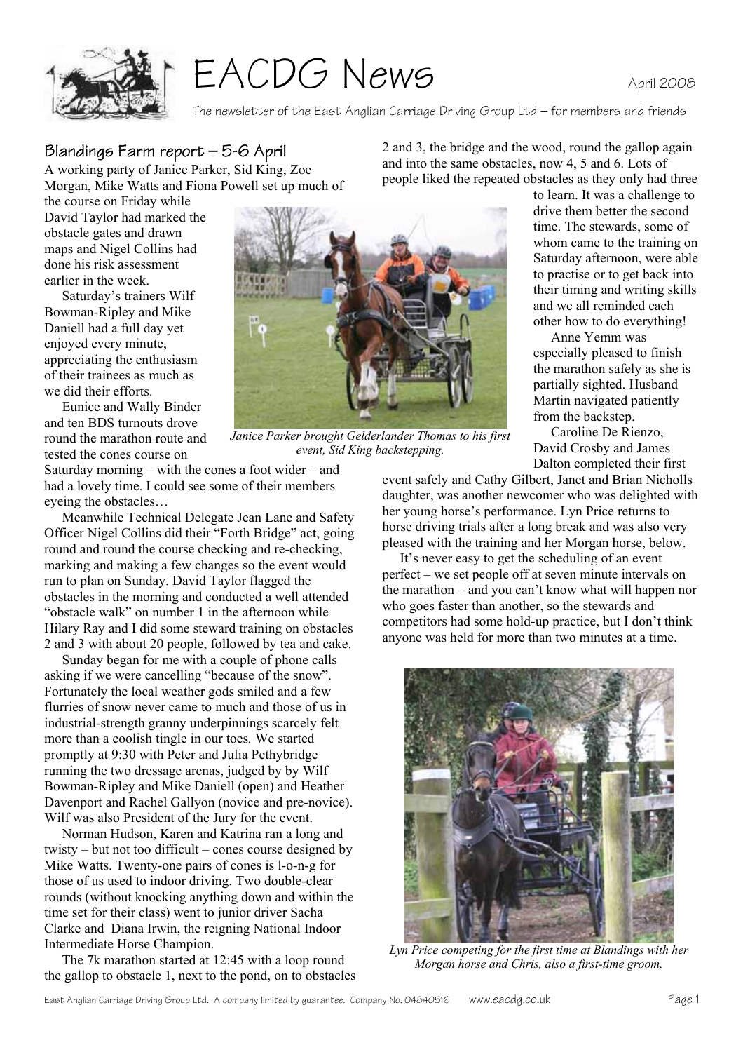# EACDG News

April 2008

The newsletter of the East Anglian Carriage Driving Group Ltd – for members and friends

## Blandings Farm report – 5-6 April

A working party of Janice Parker, Sid King, Zoe Morgan, Mike Watts and Fiona Powell set up much of the course on Friday while David Taylor had marked the obstacle gates and drawn maps and Nigel Collins had done his risk assessment earlier in the week.

Saturday's trainers Wilf Bowman-Ripley and Mike Daniell had a full day yet enjoyed every minute, appreciating the enthusiasm of their trainees as much as we did their efforts.

Eunice and Wally Binder and ten BDS turnouts drove round the marathon route and tested the cones course on Saturday morning – with the cones a foot wider – and had a lovely time. I could see some of their members eyeing the obstacles…

Meanwhile Technical Delegate Jean Lane and Safety Officer Nigel Collins did their "Forth Bridge" act, going round and round the course checking and re-checking, marking and making a few changes so the event would run to plan on Sunday. David Taylor flagged the obstacles in the morning and conducted a well attended "obstacle walk" on number 1 in the afternoon while Hilary Ray and I did some steward training on obstacles 2 and 3 with about 20 people, followed by tea and cake.

Sunday began for me with a couple of phone calls asking if we were cancelling "because of the snow". Fortunately the local weather gods smiled and a few flurries of snow never came to much and those of us in industrial-strength granny underpinnings scarcely felt more than a coolish tingle in our toes. We started promptly at 9:30 with Peter and Julia Pethybridge running the two dressage arenas, judged by by Wilf Bowman-Ripley and Mike Daniell (open) and Heather Davenport and Rachel Gallyon (novice and pre-novice). Wilf was also President of the Jury for the event.

Norman Hudson, Karen and Katrina ran a long and twisty – but not too difficult – cones course designed by Mike Watts. Twenty-one pairs of cones is l-o-n-g for those of us used to indoor driving. Two double-clear rounds (without knocking anything down and within the time set for their class) went to junior driver Sacha Clarke and Diana Irwin, the reigning National Indoor Intermediate Horse Champion.

The 7k marathon started at 12:45 with a loop round the gallop to obstacle 1, next to the pond, on to obstacles 2 and 3, the bridge and the wood, round the gallop again and into the same obstacles, now 4, 5 and 6. Lots of people liked the repeated obstacles as they only had three to learn. It was a challenge to drive them better the second time. The stewards, some of whom came to the training on Saturday afternoon, were able to practise or to get back into their timing and writing skills and we all reminded each other how to do everything!

*Janice Parker brought Gelderlander Thomas to his first event, Sid King backstepping.*

Anne Yemm was especially pleased to finish the marathon safely as she is partially sighted. Husband Martin navigated patiently from the backstep.

Caroline De Rienzo, David Crosby and James Dalton completed their first event safely and Cathy Gilbert, Janet and Brian Nicholls daughter, was another newcomer who was delighted with her young horse's performance. Lyn Price returns to horse driving trials after a long break and was also very pleased with the training and her Morgan horse, below.

It's never easy to get the scheduling of an event perfect – we set people off at seven minute intervals on the marathon – and you can't know what will happen nor who goes faster than another, so the stewards and competitors had some hold-up practice, but I don't think anyone was held for more than two minutes at a time.

*Lyn Price competing for the first time at Blandings with her Morgan horse and Chris, also a first-time groom.*

East Anglian Carriage Driving Group Ltd. A company limited by guarantee. Company No. 04840516 www.eacdg.co.uk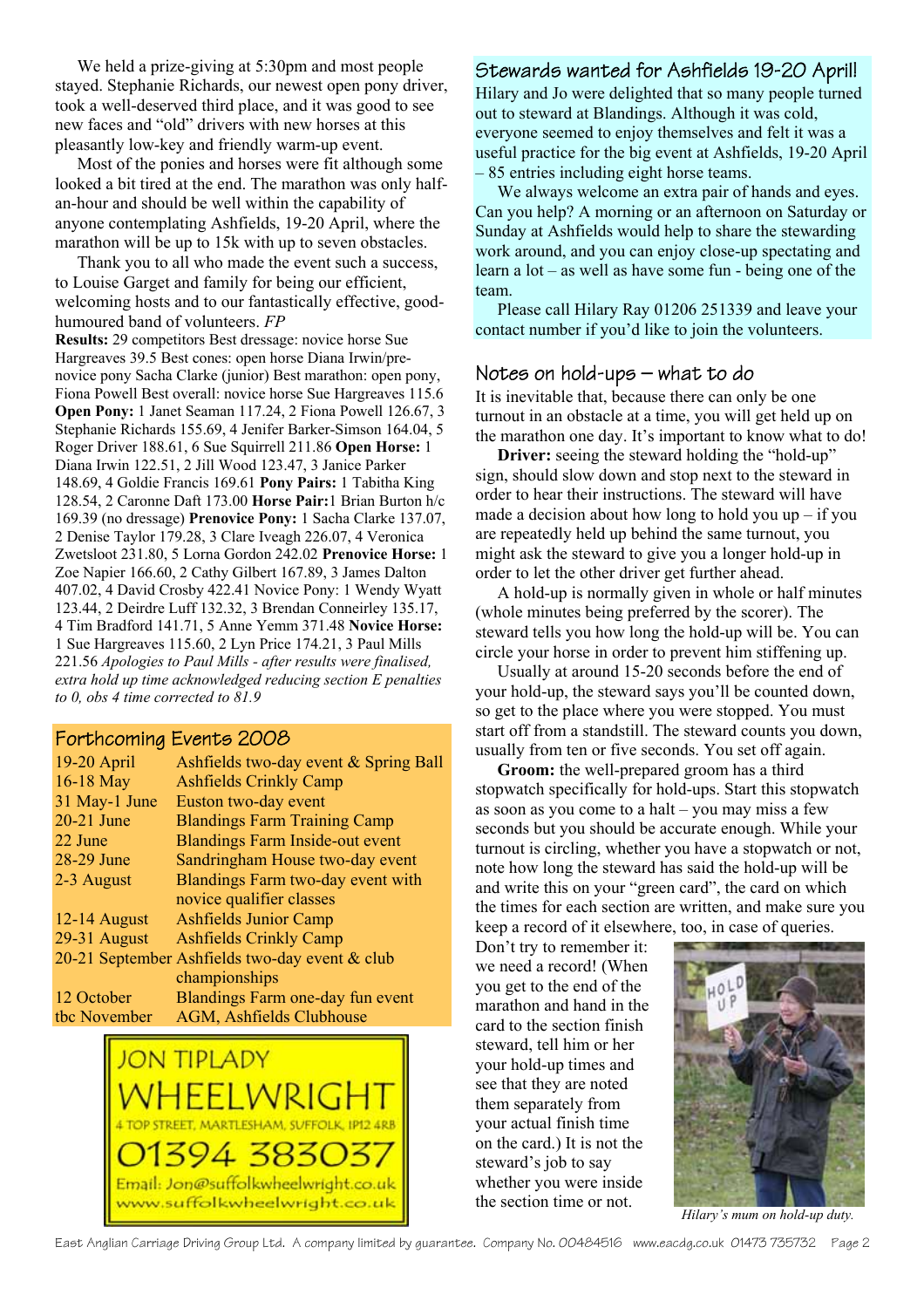We held a prize-giving at 5:30pm and most people stayed. Stephanie Richards, our newest open pony driver, took a well-deserved third place, and it was good to see new faces and "old" drivers with new horses at this pleasantly low-key and friendly warm-up event.

Most of the ponies and horses were fit although some looked a bit tired at the end. The marathon was only half-an-hour and should be well within the capability of anyone contemplating Ashfields, 19-20 April, where the marathon will be up to 15k with up to seven obstacles.

Thank you to all who made the event such a success, to Louise Garget and family for being our efficient, welcoming hosts and to our fantastically effective, good-humoured band of volunteers. *FP*

**Results:** 29 competitors Best dressage: novice horse Sue Hargreaves 39.5 Best cones: open horse Diana Irwin/pre-novice pony Sacha Clarke (junior) Best marathon: open pony, Fiona Powell Best overall: novice horse Sue Hargreaves 115.6 **Open Pony:** 1 Janet Seaman 117.24, 2 Fiona Powell 126.67, 3 Stephanie Richards 155.69, 4 Jenifer Barker-Simson 164.04, 5 Roger Driver 188.61, 6 Sue Squirrell 211.86 **Open Horse:** 1 Diana Irwin 122.51, 2 Jill Wood 123.47, 3 Janice Parker 148.69, 4 Goldie Francis 169.61 **Pony Pairs:** 1 Tabitha King 128.54, 2 Caronne Daft 173.00 **Horse Pair:** 1 Brian Burton h/c 169.39 (no dressage) **Prenovice Pony:** 1 Sacha Clarke 137.07, 2 Denise Taylor 179.28, 3 Clare Iveagh 226.07, 4 Veronica Zwetsloot 231.80, 5 Lorna Gordon 242.02 **Prenovice Horse:** 1 Zoe Napier 166.60, 2 Cathy Gilbert 167.89, 3 James Dalton 407.02, 4 David Crosby 422.41 Novice Pony: 1 Wendy Wyatt 123.44, 2 Deirdre Luff 132.32, 3 Brendan Conneirley 135.17, 4 Tim Bradford 141.71, 5 Anne Yemm 371.48 **Novice Horse:** 1 Sue Hargreaves 115.60, 2 Lyn Price 174.21, 3 Paul Mills 221.56 *Apologies to Paul Mills - after results were finalised, extra hold up time acknowledged reducing section E penalties to 0, obs 4 time corrected to 81.9*

## Forthcoming Events 2008

| | |
|---|---|
| 19-20 April | Ashfields two-day event & Spring Ball |
| 16-18 May | Ashfields Crinkly Camp |
| 31 May-1 June | Euston two-day event |
| 20-21 June | Blandings Farm Training Camp |
| 22 June | Blandings Farm Inside-out event |
| 28-29 June | Sandringham House two-day event |
| 2-3 August | Blandings Farm two-day event with novice qualifier classes |
| 12-14 August | Ashfields Junior Camp |
| 29-31 August | Ashfields Crinkly Camp |
| 20-21 September | Ashfields two-day event & club championships |
| 12 October | Blandings Farm one-day fun event |
| tbc November | AGM, Ashfields Clubhouse |

JON TIPLADY
WHEELWRIGHT
4 TOP STREET, MARTLESHAM, SUFFOLK, IP12 4RB
01394 383037
Email: Jon@suffolkwheelwright.co.uk
www.suffolkwheelwright.co.uk

## Stewards wanted for Ashfields 19-20 April!

Hilary and Jo were delighted that so many people turned out to steward at Blandings. Although it was cold, everyone seemed to enjoy themselves and felt it was a useful practice for the big event at Ashfields, 19-20 April – 85 entries including eight horse teams.

We always welcome an extra pair of hands and eyes. Can you help? A morning or an afternoon on Saturday or Sunday at Ashfields would help to share the stewarding work around, and you can enjoy close-up spectating and learn a lot – as well as have some fun - being one of the team.

Please call Hilary Ray 01206 251339 and leave your contact number if you'd like to join the volunteers.

## Notes on hold-ups – what to do

It is inevitable that, because there can only be one turnout in an obstacle at a time, you will get held up on the marathon one day. It's important to know what to do!

**Driver:** seeing the steward holding the "hold-up" sign, should slow down and stop next to the steward in order to hear their instructions. The steward will have made a decision about how long to hold you up – if you are repeatedly held up behind the same turnout, you might ask the steward to give you a longer hold-up in order to let the other driver get further ahead.

A hold-up is normally given in whole or half minutes (whole minutes being preferred by the scorer). The steward tells you how long the hold-up will be. You can circle your horse in order to prevent him stiffening up.

Usually at around 15-20 seconds before the end of your hold-up, the steward says you'll be counted down, so get to the place where you were stopped. You must start off from a standstill. The steward counts you down, usually from ten or five seconds. You set off again.

**Groom:** the well-prepared groom has a third stopwatch specifically for hold-ups. Start this stopwatch as soon as you come to a halt – you may miss a few seconds but you should be accurate enough. While your turnout is circling, whether you have a stopwatch or not, note how long the steward has said the hold-up will be and write this on your "green card", the card on which the times for each section are written, and make sure you keep a record of it elsewhere, too, in case of queries.

Don't try to remember it: we need a record! (When you get to the end of the marathon and hand in the card to the section finish steward, tell him or her your hold-up times and see that they are noted them separately from your actual finish time on the card.) It is not the steward's job to say whether you were inside the section time or not.

*Hilary's mum on hold-up duty.*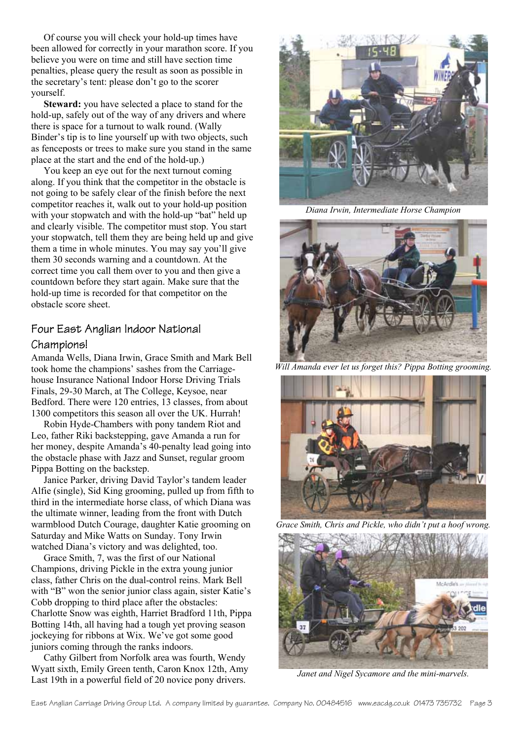Of course you will check your hold-up times have been allowed for correctly in your marathon score. If you believe you were on time and still have section time penalties, please query the result as soon as possible in the secretary's tent: please don't go to the scorer yourself.

**Steward:** you have selected a place to stand for the hold-up, safely out of the way of any drivers and where there is space for a turnout to walk round. (Wally Binder's tip is to line yourself up with two objects, such as fenceposts or trees to make sure you stand in the same place at the start and the end of the hold-up.)

You keep an eye out for the next turnout coming along. If you think that the competitor in the obstacle is not going to be safely clear of the finish before the next competitor reaches it, walk out to your hold-up position with your stopwatch and with the hold-up "bat" held up and clearly visible. The competitor must stop. You start your stopwatch, tell them they are being held up and give them a time in whole minutes. You may say you'll give them 30 seconds warning and a countdown. At the correct time you call them over to you and then give a countdown before they start again. Make sure that the hold-up time is recorded for that competitor on the obstacle score sheet.

## Four East Anglian Indoor National Champions!

Amanda Wells, Diana Irwin, Grace Smith and Mark Bell took home the champions' sashes from the Carriage-house Insurance National Indoor Horse Driving Trials Finals, 29-30 March, at The College, Keysoe, near Bedford. There were 120 entries, 13 classes, from about 1300 competitors this season all over the UK. Hurrah!

Robin Hyde-Chambers with pony tandem Riot and Leo, father Riki backstepping, gave Amanda a run for her money, despite Amanda's 40-penalty lead going into the obstacle phase with Jazz and Sunset, regular groom Pippa Botting on the backstep.

Janice Parker, driving David Taylor's tandem leader Alfie (single), Sid King grooming, pulled up from fifth to third in the intermediate horse class, of which Diana was the ultimate winner, leading from the front with Dutch warmblood Dutch Courage, daughter Katie grooming on Saturday and Mike Watts on Sunday. Tony Irwin watched Diana's victory and was delighted, too.

Grace Smith, 7, was the first of our National Champions, driving Pickle in the extra young junior class, father Chris on the dual-control reins. Mark Bell with "B" won the senior junior class again, sister Katie's Cobb dropping to third place after the obstacles: Charlotte Snow was eighth, Harriet Bradford 11th, Pippa Botting 14th, all having had a tough yet proving season jockeying for ribbons at Wix. We've got some good juniors coming through the ranks indoors.

Cathy Gilbert from Norfolk area was fourth, Wendy Wyatt sixth, Emily Green tenth, Caron Knox 12th, Amy Last 19th in a powerful field of 20 novice pony drivers.

*Diana Irwin, Intermediate Horse Champion*

*Will Amanda ever let us forget this? Pippa Botting grooming.*

*Grace Smith, Chris and Pickle, who didn't put a hoof wrong.*

*Janet and Nigel Sycamore and the mini-marvels.*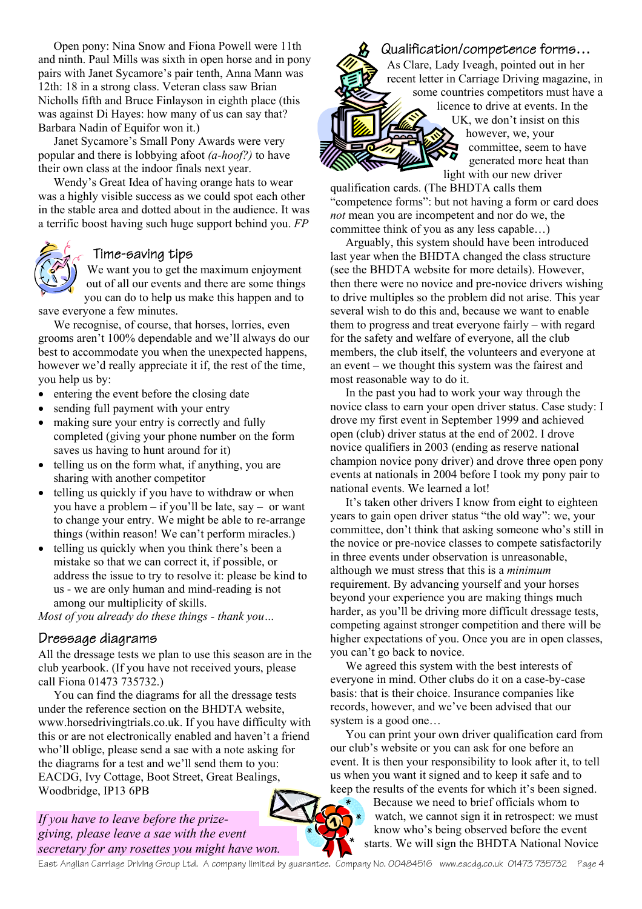Open pony: Nina Snow and Fiona Powell were 11th and ninth. Paul Mills was sixth in open horse and in pony pairs with Janet Sycamore's pair tenth, Anna Mann was 12th: 18 in a strong class. Veteran class saw Brian Nicholls fifth and Bruce Finlayson in eighth place (this was against Di Hayes: how many of us can say that? Barbara Nadin of Equifor won it.)

Janet Sycamore's Small Pony Awards were very popular and there is lobbying afoot *(a-hoof?)* to have their own class at the indoor finals next year.

Wendy's Great Idea of having orange hats to wear was a highly visible success as we could spot each other in the stable area and dotted about in the audience. It was a terrific boost having such huge support behind you. *FP*

## Time-saving tips

We want you to get the maximum enjoyment out of all our events and there are some things you can do to help us make this happen and to save everyone a few minutes.

We recognise, of course, that horses, lorries, even grooms aren't 100% dependable and we'll always do our best to accommodate you when the unexpected happens, however we'd really appreciate it if, the rest of the time, you help us by:

- entering the event before the closing date
- sending full payment with your entry
- making sure your entry is correctly and fully completed (giving your phone number on the form saves us having to hunt around for it)
- telling us on the form what, if anything, you are sharing with another competitor
- telling us quickly if you have to withdraw or when you have a problem – if you'll be late, say – or want to change your entry. We might be able to re-arrange things (within reason! We can't perform miracles.)
- telling us quickly when you think there's been a mistake so that we can correct it, if possible, or address the issue to try to resolve it: please be kind to us - we are only human and mind-reading is not among our multiplicity of skills.

*Most of you already do these things - thank you…*

## Dressage diagrams

All the dressage tests we plan to use this season are in the club yearbook. (If you have not received yours, please call Fiona 01473 735732.)

You can find the diagrams for all the dressage tests under the reference section on the BHDTA website, www.horsedrivingtrials.co.uk. If you have difficulty with this or are not electronically enabled and haven't a friend who'll oblige, please send a sae with a note asking for the diagrams for a test and we'll send them to you: EACDG, Ivy Cottage, Boot Street, Great Bealings, Woodbridge, IP13 6PB

*If you have to leave before the prize-giving, please leave a sae with the event secretary for any rosettes you might have won.*

## Qualification/competence forms…

As Clare, Lady Iveagh, pointed out in her recent letter in Carriage Driving magazine, in some countries competitors must have a licence to drive at events. In the UK, we don't insist on this however, we, your committee, seem to have generated more heat than light with our new driver qualification cards. (The BHDTA calls them "competence forms": but not having a form or card does *not* mean you are incompetent and nor do we, the committee think of you as any less capable…)

Arguably, this system should have been introduced last year when the BHDTA changed the class structure (see the BHDTA website for more details). However, then there were no novice and pre-novice drivers wishing to drive multiples so the problem did not arise. This year several wish to do this and, because we want to enable them to progress and treat everyone fairly – with regard for the safety and welfare of everyone, all the club members, the club itself, the volunteers and everyone at an event – we thought this system was the fairest and most reasonable way to do it.

In the past you had to work your way through the novice class to earn your open driver status. Case study: I drove my first event in September 1999 and achieved open (club) driver status at the end of 2002. I drove novice qualifiers in 2003 (ending as reserve national champion novice pony driver) and drove three open pony events at nationals in 2004 before I took my pony pair to national events. We learned a lot!

It's taken other drivers I know from eight to eighteen years to gain open driver status "the old way": we, your committee, don't think that asking someone who's still in the novice or pre-novice classes to compete satisfactorily in three events under observation is unreasonable, although we must stress that this is a *minimum* requirement. By advancing yourself and your horses beyond your experience you are making things much harder, as you'll be driving more difficult dressage tests, competing against stronger competition and there will be higher expectations of you. Once you are in open classes, you can't go back to novice.

We agreed this system with the best interests of everyone in mind. Other clubs do it on a case-by-case basis: that is their choice. Insurance companies like records, however, and we've been advised that our system is a good one…

You can print your own driver qualification card from our club's website or you can ask for one before an event. It is then your responsibility to look after it, to tell us when you want it signed and to keep it safe and to keep the results of the events for which it's been signed.

Because we need to brief officials whom to watch, we cannot sign it in retrospect: we must know who's being observed before the event starts. We will sign the BHDTA National Novice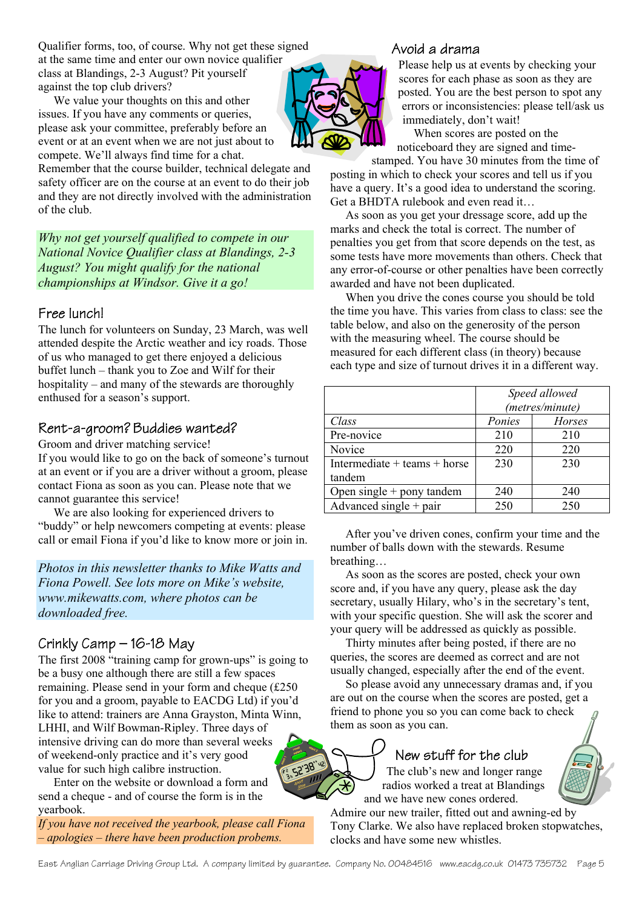Qualifier forms, too, of course. Why not get these signed at the same time and enter our own novice qualifier class at Blandings, 2-3 August? Pit yourself against the top club drivers?

We value your thoughts on this and other issues. If you have any comments or queries, please ask your committee, preferably before an event or at an event when we are not just about to compete. We'll always find time for a chat. Remember that the course builder, technical delegate and safety officer are on the course at an event to do their job and they are not directly involved with the administration of the club.

*Why not get yourself qualified to compete in our National Novice Qualifier class at Blandings, 2-3 August? You might qualify for the national championships at Windsor. Give it a go!*

## Free lunch!

The lunch for volunteers on Sunday, 23 March, was well attended despite the Arctic weather and icy roads. Those of us who managed to get there enjoyed a delicious buffet lunch – thank you to Zoe and Wilf for their hospitality – and many of the stewards are thoroughly enthused for a season's support.

## Rent-a-groom? Buddies wanted?

Groom and driver matching service!

If you would like to go on the back of someone's turnout at an event or if you are a driver without a groom, please contact Fiona as soon as you can. Please note that we cannot guarantee this service!

We are also looking for experienced drivers to "buddy" or help newcomers competing at events: please call or email Fiona if you'd like to know more or join in.

*Photos in this newsletter thanks to Mike Watts and Fiona Powell. See lots more on Mike's website, www.mikewatts.com, where photos can be downloaded free.*

## Crinkly Camp – 16-18 May

The first 2008 "training camp for grown-ups" is going to be a busy one although there are still a few spaces remaining. Please send in your form and cheque (£250 for you and a groom, payable to EACDG Ltd) if you'd like to attend: trainers are Anna Grayston, Minta Winn, LHHI, and Wilf Bowman-Ripley. Three days of intensive driving can do more than several weeks of weekend-only practice and it's very good value for such high calibre instruction.

Enter on the website or download a form and send a cheque - and of course the form is in the yearbook.

*If you have not received the yearbook, please call Fiona – apologies – there have been production problems.*

## Avoid a drama

Please help us at events by checking your scores for each phase as soon as they are posted. You are the best person to spot any errors or inconsistencies: please tell/ask us immediately, don't wait!

When scores are posted on the noticeboard they are signed and time-stamped. You have 30 minutes from the time of posting in which to check your scores and tell us if you have a query. It's a good idea to understand the scoring. Get a BHDTA rulebook and even read it…

As soon as you get your dressage score, add up the marks and check the total is correct. The number of penalties you get from that score depends on the test, as some tests have more movements than others. Check that any error-of-course or other penalties have been correctly awarded and have not been duplicated.

When you drive the cones course you should be told the time you have. This varies from class to class: see the table below, and also on the generosity of the person with the measuring wheel. The course should be measured for each different class (in theory) because each type and size of turnout drives it in a different way.

| | *Speed allowed (metres/minute)* | |
|---|---|---|
| *Class* | *Ponies* | *Horses* |
| Pre-novice | 210 | 210 |
| Novice | 220 | 220 |
| Intermediate + teams + horse tandem | 230 | 230 |
| Open single + pony tandem | 240 | 240 |
| Advanced single + pair | 250 | 250 |

After you've driven cones, confirm your time and the number of balls down with the stewards. Resume breathing…

As soon as the scores are posted, check your own score and, if you have any query, please ask the day secretary, usually Hilary, who's in the secretary's tent, with your specific question. She will ask the scorer and your query will be addressed as quickly as possible.

Thirty minutes after being posted, if there are no queries, the scores are deemed as correct and are not usually changed, especially after the end of the event.

So please avoid any unnecessary dramas and, if you are out on the course when the scores are posted, get a friend to phone you so you can come back to check them as soon as you can.

## New stuff for the club

The club's new and longer range radios worked a treat at Blandings and we have new cones ordered. Admire our new trailer, fitted out and awning-ed by Tony Clarke. We also have replaced broken stopwatches, clocks and have some new whistles.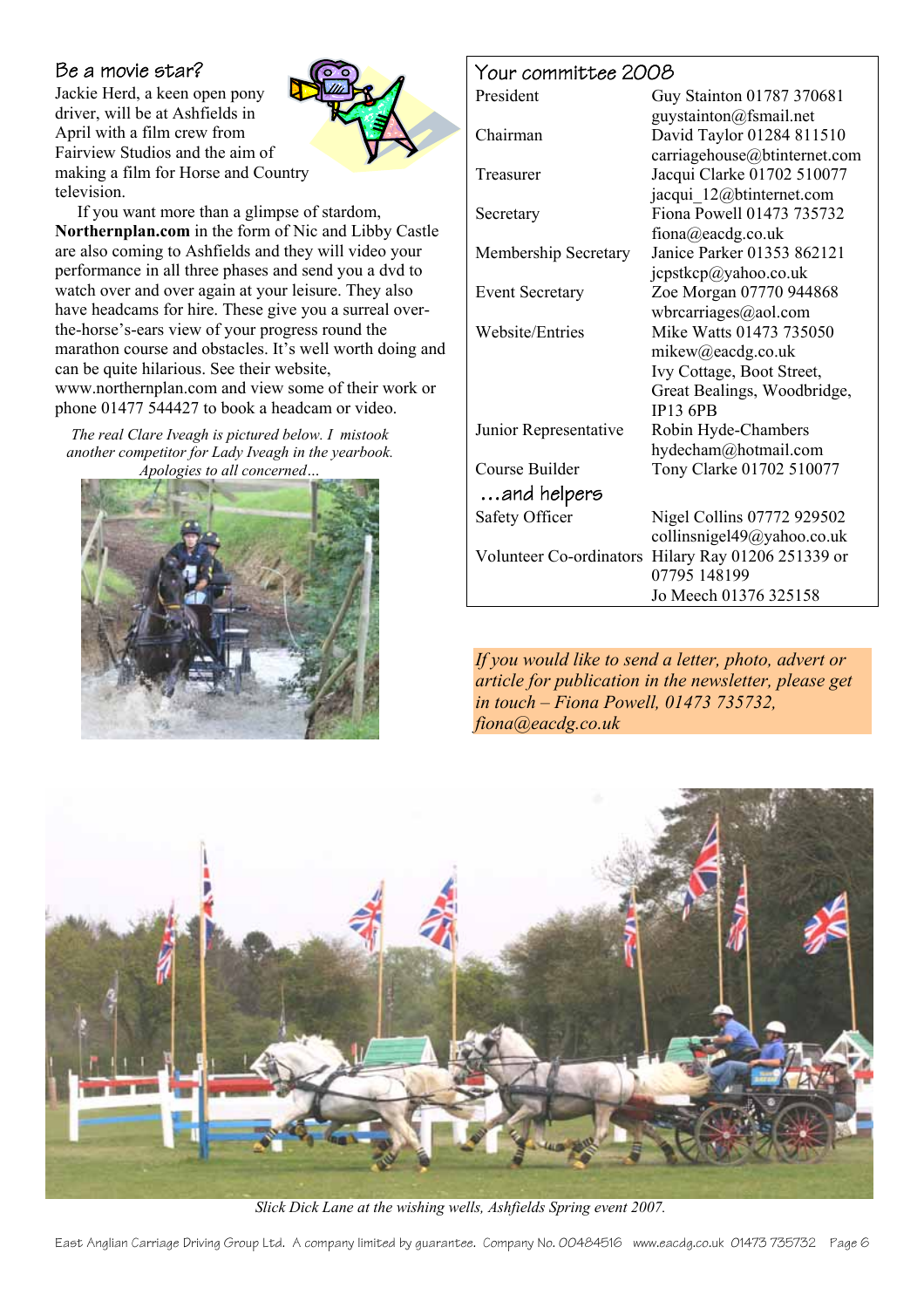## Be a movie star?

Jackie Herd, a keen open pony driver, will be at Ashfields in April with a film crew from Fairview Studios and the aim of making a film for Horse and Country television.

If you want more than a glimpse of stardom, **Northernplan.com** in the form of Nic and Libby Castle are also coming to Ashfields and they will video your performance in all three phases and send you a dvd to watch over and over again at your leisure. They also have headcams for hire. These give you a surreal over-the-horse's-ears view of your progress round the marathon course and obstacles. It's well worth doing and can be quite hilarious. See their website, www.northernplan.com and view some of their work or phone 01477 544427 to book a headcam or video.

*The real Clare Iveagh is pictured below. I mistook another competitor for Lady Iveagh in the yearbook. Apologies to all concerned…*

## Your committee 2008

| | |
|---|---|
| President | Guy Stainton 01787 370681 guystainton@fsmail.net |
| Chairman | David Taylor 01284 811510 carriagehouse@btinternet.com |
| Treasurer | Jacqui Clarke 01702 510077 jacqui_12@btinternet.com |
| Secretary | Fiona Powell 01473 735732 fiona@eacdg.co.uk |
| Membership Secretary | Janice Parker 01353 862121 jcpstkcp@yahoo.co.uk |
| Event Secretary | Zoe Morgan 07770 944868 wbrcarriages@aol.com |
| Website/Entries | Mike Watts 01473 735050 mikew@eacdg.co.uk Ivy Cottage, Boot Street, Great Bealings, Woodbridge, IP13 6PB |
| Junior Representative | Robin Hyde-Chambers hydecham@hotmail.com |
| Course Builder | Tony Clarke 01702 510077 |

### …and helpers

| | |
|---|---|
| Safety Officer | Nigel Collins 07772 929502 collinsnigel49@yahoo.co.uk |
| Volunteer Co-ordinators | Hilary Ray 01206 251339 or 07795 148199 Jo Meech 01376 325158 |

*If you would like to send a letter, photo, advert or article for publication in the newsletter, please get in touch – Fiona Powell, 01473 735732, fiona@eacdg.co.uk*

*Slick Dick Lane at the wishing wells, Ashfields Spring event 2007.*

East Anglian Carriage Driving Group Ltd. A company limited by guarantee. Company No. 00484516 www.eacdg.co.uk 01473 735732